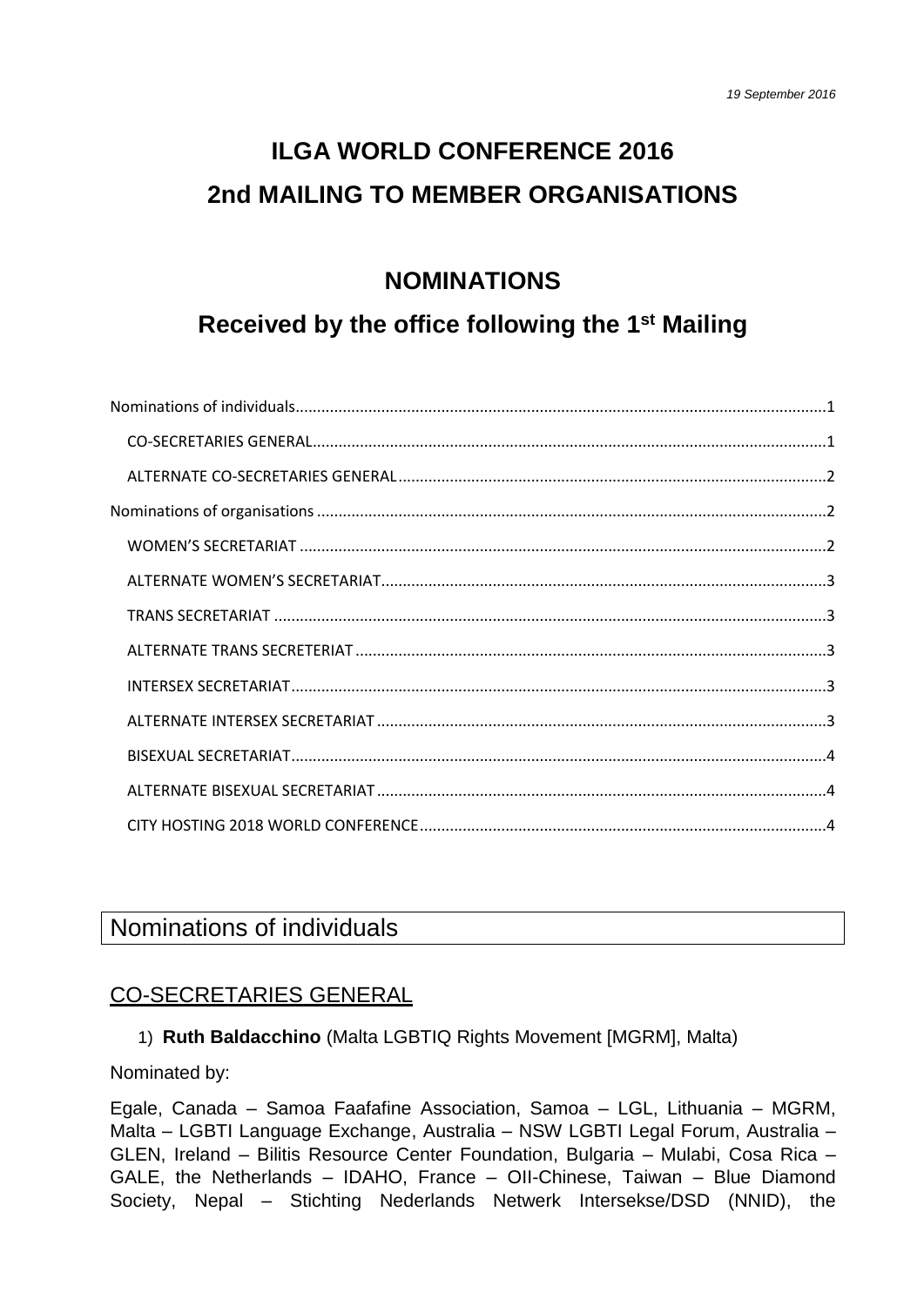*19 September 2016*

# ILGA WORLD CONFERENCE 2016
# 2nd MAILING TO MEMBER ORGANISATIONS

## NOMINATIONS

## Received by the office following the 1st Mailing

Nominations of individuals....1
- CO-SECRETARIES GENERAL....1
- ALTERNATE CO-SECRETARIES GENERAL....2

Nominations of organisations....2
- WOMEN'S SECRETARIAT....2
- ALTERNATE WOMEN'S SECRETARIAT....3
- TRANS SECRETARIAT....3
- ALTERNATE TRANS SECRETERIAT....3
- INTERSEX SECRETARIAT....3
- ALTERNATE INTERSEX SECRETARIAT....3
- BISEXUAL SECRETARIAT....4
- ALTERNATE BISEXUAL SECRETARIAT....4
- CITY HOSTING 2018 WORLD CONFERENCE....4

## Nominations of individuals

### CO-SECRETARIES GENERAL

1) **Ruth Baldacchino** (Malta LGBTIQ Rights Movement [MGRM], Malta)

Nominated by:

Egale, Canada – Samoa Faafafine Association, Samoa – LGL, Lithuania – MGRM, Malta – LGBTI Language Exchange, Australia – NSW LGBTI Legal Forum, Australia – GLEN, Ireland – Bilitis Resource Center Foundation, Bulgaria – Mulabi, Cosa Rica – GALE, the Netherlands – IDAHO, France – OII-Chinese, Taiwan – Blue Diamond Society, Nepal – Stichting Nederlands Netwerk Intersekse/DSD (NNID), the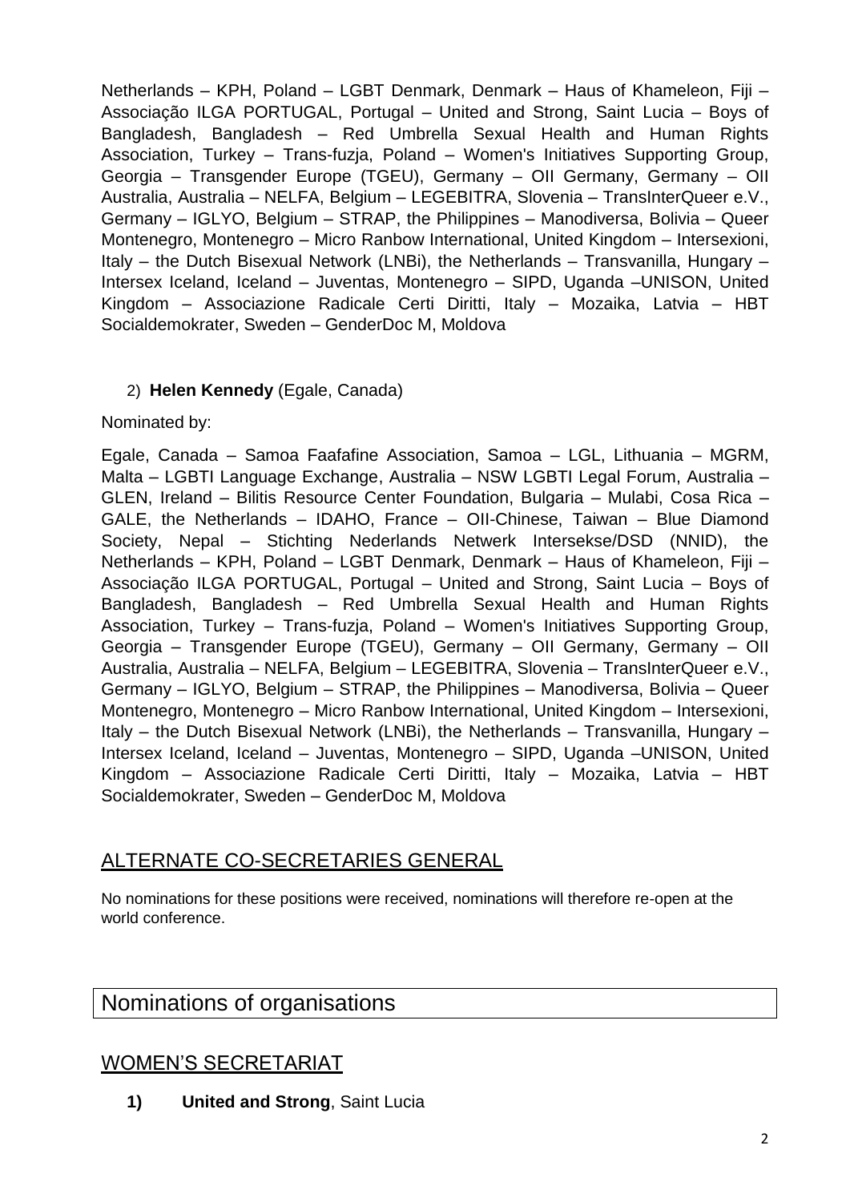Netherlands – KPH, Poland – LGBT Denmark, Denmark – Haus of Khameleon, Fiji – Associação ILGA PORTUGAL, Portugal – United and Strong, Saint Lucia – Boys of Bangladesh, Bangladesh – Red Umbrella Sexual Health and Human Rights Association, Turkey – Trans-fuzja, Poland – Women's Initiatives Supporting Group, Georgia – Transgender Europe (TGEU), Germany – OII Germany, Germany – OII Australia, Australia – NELFA, Belgium – LEGEBITRA, Slovenia – TransInterQueer e.V., Germany – IGLYO, Belgium – STRAP, the Philippines – Manodiversa, Bolivia – Queer Montenegro, Montenegro – Micro Ranbow International, United Kingdom – Intersexioni, Italy – the Dutch Bisexual Network (LNBi), the Netherlands – Transvanilla, Hungary – Intersex Iceland, Iceland – Juventas, Montenegro – SIPD, Uganda –UNISON, United Kingdom – Associazione Radicale Certi Diritti, Italy – Mozaika, Latvia – HBT Socialdemokrater, Sweden – GenderDoc M, Moldova

2) **Helen Kennedy** (Egale, Canada)

Nominated by:

Egale, Canada – Samoa Faafafine Association, Samoa – LGL, Lithuania – MGRM, Malta – LGBTI Language Exchange, Australia – NSW LGBTI Legal Forum, Australia – GLEN, Ireland – Bilitis Resource Center Foundation, Bulgaria – Mulabi, Cosa Rica – GALE, the Netherlands – IDAHO, France – OII-Chinese, Taiwan – Blue Diamond Society, Nepal – Stichting Nederlands Netwerk Intersekse/DSD (NNID), the Netherlands – KPH, Poland – LGBT Denmark, Denmark – Haus of Khameleon, Fiji – Associação ILGA PORTUGAL, Portugal – United and Strong, Saint Lucia – Boys of Bangladesh, Bangladesh – Red Umbrella Sexual Health and Human Rights Association, Turkey – Trans-fuzja, Poland – Women's Initiatives Supporting Group, Georgia – Transgender Europe (TGEU), Germany – OII Germany, Germany – OII Australia, Australia – NELFA, Belgium – LEGEBITRA, Slovenia – TransInterQueer e.V., Germany – IGLYO, Belgium – STRAP, the Philippines – Manodiversa, Bolivia – Queer Montenegro, Montenegro – Micro Ranbow International, United Kingdom – Intersexioni, Italy – the Dutch Bisexual Network (LNBi), the Netherlands – Transvanilla, Hungary – Intersex Iceland, Iceland – Juventas, Montenegro – SIPD, Uganda –UNISON, United Kingdom – Associazione Radicale Certi Diritti, Italy – Mozaika, Latvia – HBT Socialdemokrater, Sweden – GenderDoc M, Moldova

## ALTERNATE CO-SECRETARIES GENERAL

No nominations for these positions were received, nominations will therefore re-open at the world conference.

# Nominations of organisations

## WOMEN'S SECRETARIAT

**1) United and Strong**, Saint Lucia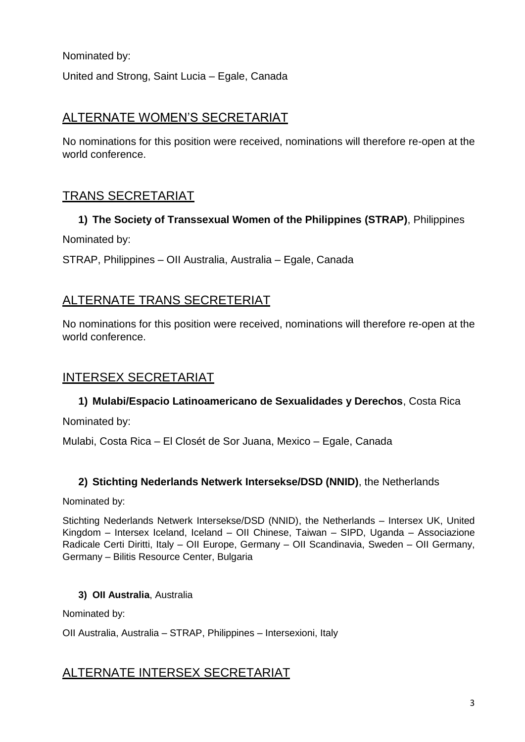Nominated by:

United and Strong, Saint Lucia – Egale, Canada

## ALTERNATE WOMEN'S SECRETARIAT

No nominations for this position were received, nominations will therefore re-open at the world conference.

## TRANS SECRETARIAT

1) **The Society of Transsexual Women of the Philippines (STRAP)**, Philippines

Nominated by:

STRAP, Philippines – OII Australia, Australia – Egale, Canada

## ALTERNATE TRANS SECRETERIAT

No nominations for this position were received, nominations will therefore re-open at the world conference.

## INTERSEX SECRETARIAT

1) **Mulabi/Espacio Latinoamericano de Sexualidades y Derechos**, Costa Rica

Nominated by:

Mulabi, Costa Rica – El Closét de Sor Juana, Mexico – Egale, Canada

2) **Stichting Nederlands Netwerk Intersekse/DSD (NNID)**, the Netherlands

Nominated by:

Stichting Nederlands Netwerk Intersekse/DSD (NNID), the Netherlands – Intersex UK, United Kingdom – Intersex Iceland, Iceland – OII Chinese, Taiwan – SIPD, Uganda – Associazione Radicale Certi Diritti, Italy – OII Europe, Germany – OII Scandinavia, Sweden – OII Germany, Germany – Bilitis Resource Center, Bulgaria

3) **OII Australia**, Australia

Nominated by:

OII Australia, Australia – STRAP, Philippines – Intersexioni, Italy

## ALTERNATE INTERSEX SECRETARIAT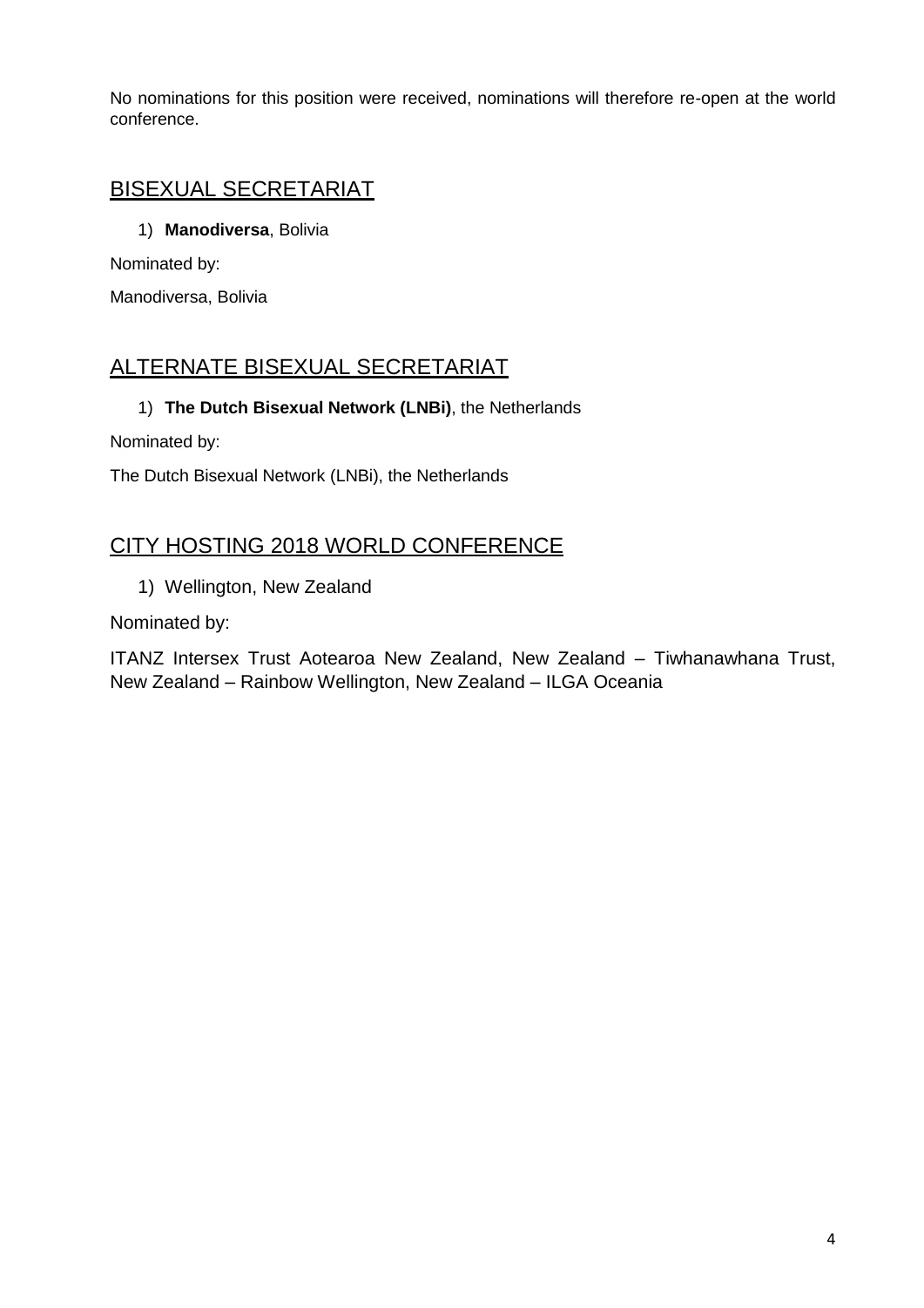No nominations for this position were received, nominations will therefore re-open at the world conference.

## BISEXUAL SECRETARIAT

1) **Manodiversa**, Bolivia

Nominated by:

Manodiversa, Bolivia

## ALTERNATE BISEXUAL SECRETARIAT

1) **The Dutch Bisexual Network (LNBi)**, the Netherlands

Nominated by:

The Dutch Bisexual Network (LNBi), the Netherlands

## CITY HOSTING 2018 WORLD CONFERENCE

1) Wellington, New Zealand

Nominated by:

ITANZ Intersex Trust Aotearoa New Zealand, New Zealand – Tiwhanawhana Trust, New Zealand – Rainbow Wellington, New Zealand – ILGA Oceania